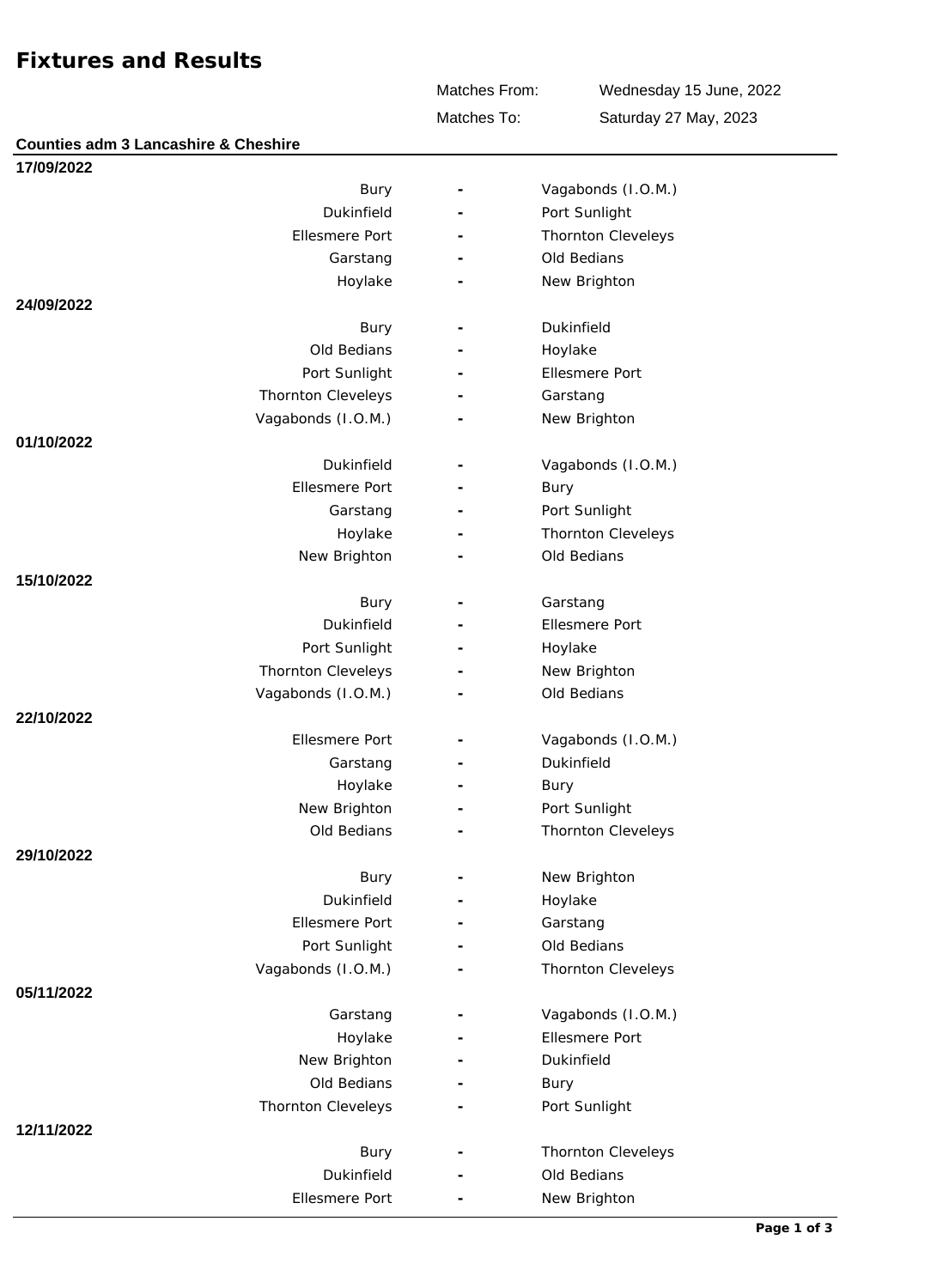# Fixtures and Results

| | |
|---|---|
| Matches From: | Wednesday 15 June, 2022 |
| Matches To: | Saturday 27 May, 2023 |

## Counties adm 3 Lancashire & Cheshire

**17/09/2022**

| Home | | Away |
|---|---|---|
| Bury | - | Vagabonds (I.O.M.) |
| Dukinfield | - | Port Sunlight |
| Ellesmere Port | - | Thornton Cleveleys |
| Garstang | - | Old Bedians |
| Hoylake | - | New Brighton |

**24/09/2022**

| Home | | Away |
|---|---|---|
| Bury | - | Dukinfield |
| Old Bedians | - | Hoylake |
| Port Sunlight | - | Ellesmere Port |
| Thornton Cleveleys | - | Garstang |
| Vagabonds (I.O.M.) | - | New Brighton |

**01/10/2022**

| Home | | Away |
|---|---|---|
| Dukinfield | - | Vagabonds (I.O.M.) |
| Ellesmere Port | - | Bury |
| Garstang | - | Port Sunlight |
| Hoylake | - | Thornton Cleveleys |
| New Brighton | - | Old Bedians |

**15/10/2022**

| Home | | Away |
|---|---|---|
| Bury | - | Garstang |
| Dukinfield | - | Ellesmere Port |
| Port Sunlight | - | Hoylake |
| Thornton Cleveleys | - | New Brighton |
| Vagabonds (I.O.M.) | - | Old Bedians |

**22/10/2022**

| Home | | Away |
|---|---|---|
| Ellesmere Port | - | Vagabonds (I.O.M.) |
| Garstang | - | Dukinfield |
| Hoylake | - | Bury |
| New Brighton | - | Port Sunlight |
| Old Bedians | - | Thornton Cleveleys |

**29/10/2022**

| Home | | Away |
|---|---|---|
| Bury | - | New Brighton |
| Dukinfield | - | Hoylake |
| Ellesmere Port | - | Garstang |
| Port Sunlight | - | Old Bedians |
| Vagabonds (I.O.M.) | - | Thornton Cleveleys |

**05/11/2022**

| Home | | Away |
|---|---|---|
| Garstang | - | Vagabonds (I.O.M.) |
| Hoylake | - | Ellesmere Port |
| New Brighton | - | Dukinfield |
| Old Bedians | - | Bury |
| Thornton Cleveleys | - | Port Sunlight |

**12/11/2022**

| Home | | Away |
|---|---|---|
| Bury | - | Thornton Cleveleys |
| Dukinfield | - | Old Bedians |
| Ellesmere Port | - | New Brighton |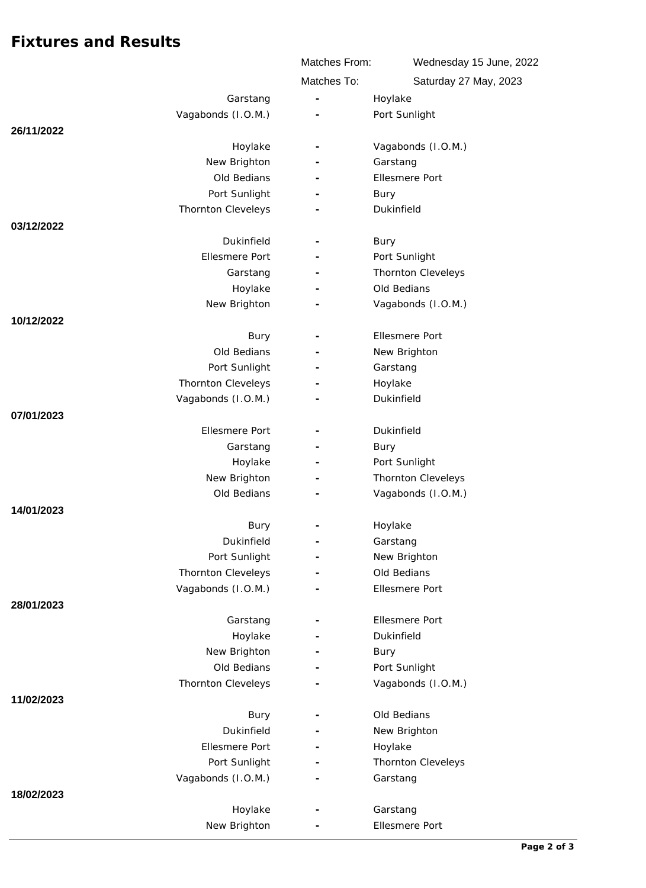# Fixtures and Results

Matches From: Wednesday 15 June, 2022

Matches To: Saturday 27 May, 2023

| Date | Home | | Away |
|---|---|---|---|
| | Garstang | - | Hoylake |
| | Vagabonds (I.O.M.) | - | Port Sunlight |
| **26/11/2022** | | | |
| | Hoylake | - | Vagabonds (I.O.M.) |
| | New Brighton | - | Garstang |
| | Old Bedians | - | Ellesmere Port |
| | Port Sunlight | - | Bury |
| | Thornton Cleveleys | - | Dukinfield |
| **03/12/2022** | | | |
| | Dukinfield | - | Bury |
| | Ellesmere Port | - | Port Sunlight |
| | Garstang | - | Thornton Cleveleys |
| | Hoylake | - | Old Bedians |
| | New Brighton | - | Vagabonds (I.O.M.) |
| **10/12/2022** | | | |
| | Bury | - | Ellesmere Port |
| | Old Bedians | - | New Brighton |
| | Port Sunlight | - | Garstang |
| | Thornton Cleveleys | - | Hoylake |
| | Vagabonds (I.O.M.) | - | Dukinfield |
| **07/01/2023** | | | |
| | Ellesmere Port | - | Dukinfield |
| | Garstang | - | Bury |
| | Hoylake | - | Port Sunlight |
| | New Brighton | - | Thornton Cleveleys |
| | Old Bedians | - | Vagabonds (I.O.M.) |
| **14/01/2023** | | | |
| | Bury | - | Hoylake |
| | Dukinfield | - | Garstang |
| | Port Sunlight | - | New Brighton |
| | Thornton Cleveleys | - | Old Bedians |
| | Vagabonds (I.O.M.) | - | Ellesmere Port |
| **28/01/2023** | | | |
| | Garstang | - | Ellesmere Port |
| | Hoylake | - | Dukinfield |
| | New Brighton | - | Bury |
| | Old Bedians | - | Port Sunlight |
| | Thornton Cleveleys | - | Vagabonds (I.O.M.) |
| **11/02/2023** | | | |
| | Bury | - | Old Bedians |
| | Dukinfield | - | New Brighton |
| | Ellesmere Port | - | Hoylake |
| | Port Sunlight | - | Thornton Cleveleys |
| | Vagabonds (I.O.M.) | - | Garstang |
| **18/02/2023** | | | |
| | Hoylake | - | Garstang |
| | New Brighton | - | Ellesmere Port |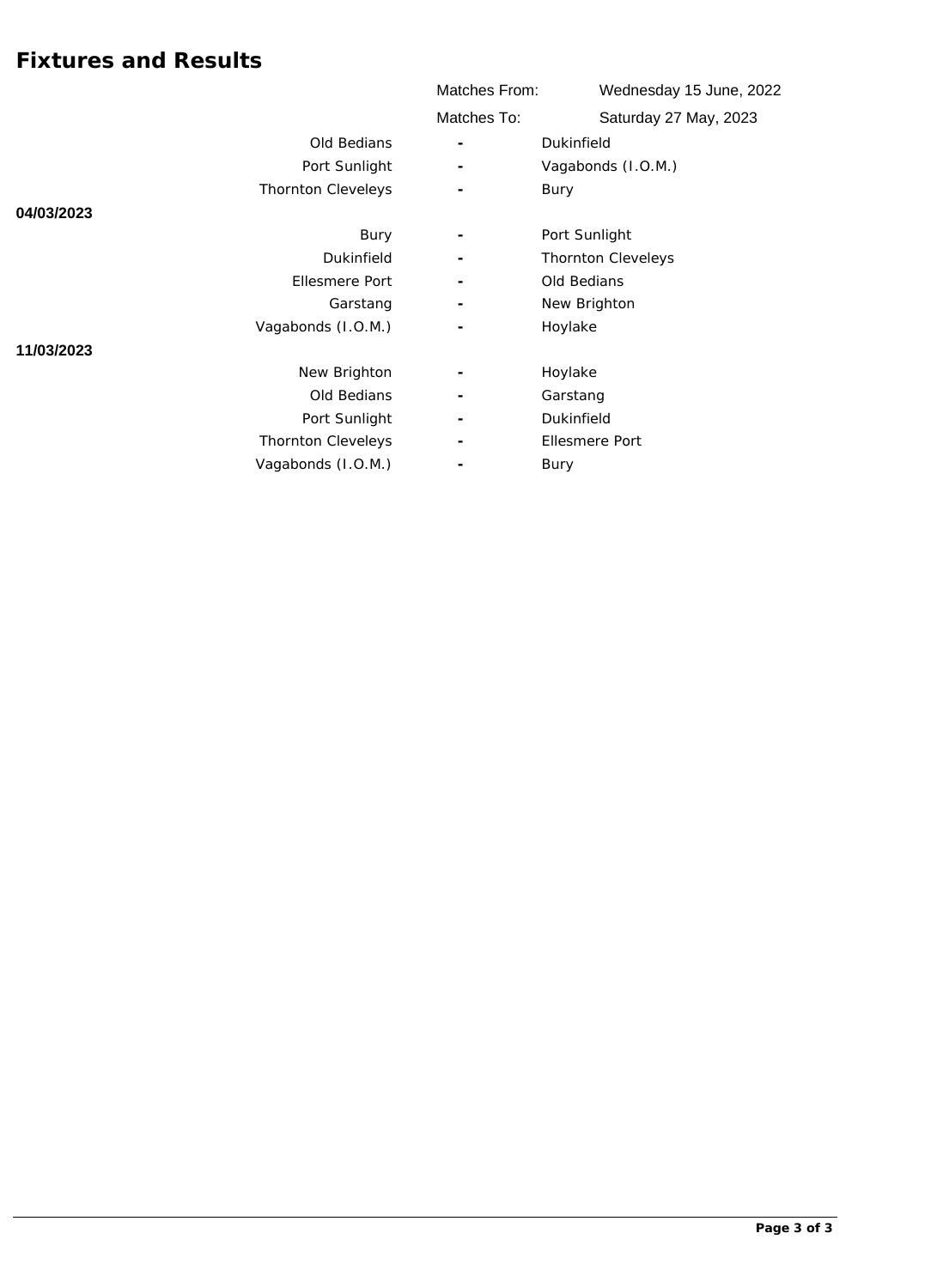# Fixtures and Results

| | |
|---|---|
| Matches From: | Wednesday 15 June, 2022 |
| Matches To: | Saturday 27 May, 2023 |

| | | |
|---|---|---|
| Old Bedians | - | Dukinfield |
| Port Sunlight | - | Vagabonds (I.O.M.) |
| Thornton Cleveleys | - | Bury |

**04/03/2023**

| | | |
|---|---|---|
| Bury | - | Port Sunlight |
| Dukinfield | - | Thornton Cleveleys |
| Ellesmere Port | - | Old Bedians |
| Garstang | - | New Brighton |
| Vagabonds (I.O.M.) | - | Hoylake |

**11/03/2023**

| | | |
|---|---|---|
| New Brighton | - | Hoylake |
| Old Bedians | - | Garstang |
| Port Sunlight | - | Dukinfield |
| Thornton Cleveleys | - | Ellesmere Port |
| Vagabonds (I.O.M.) | - | Bury |